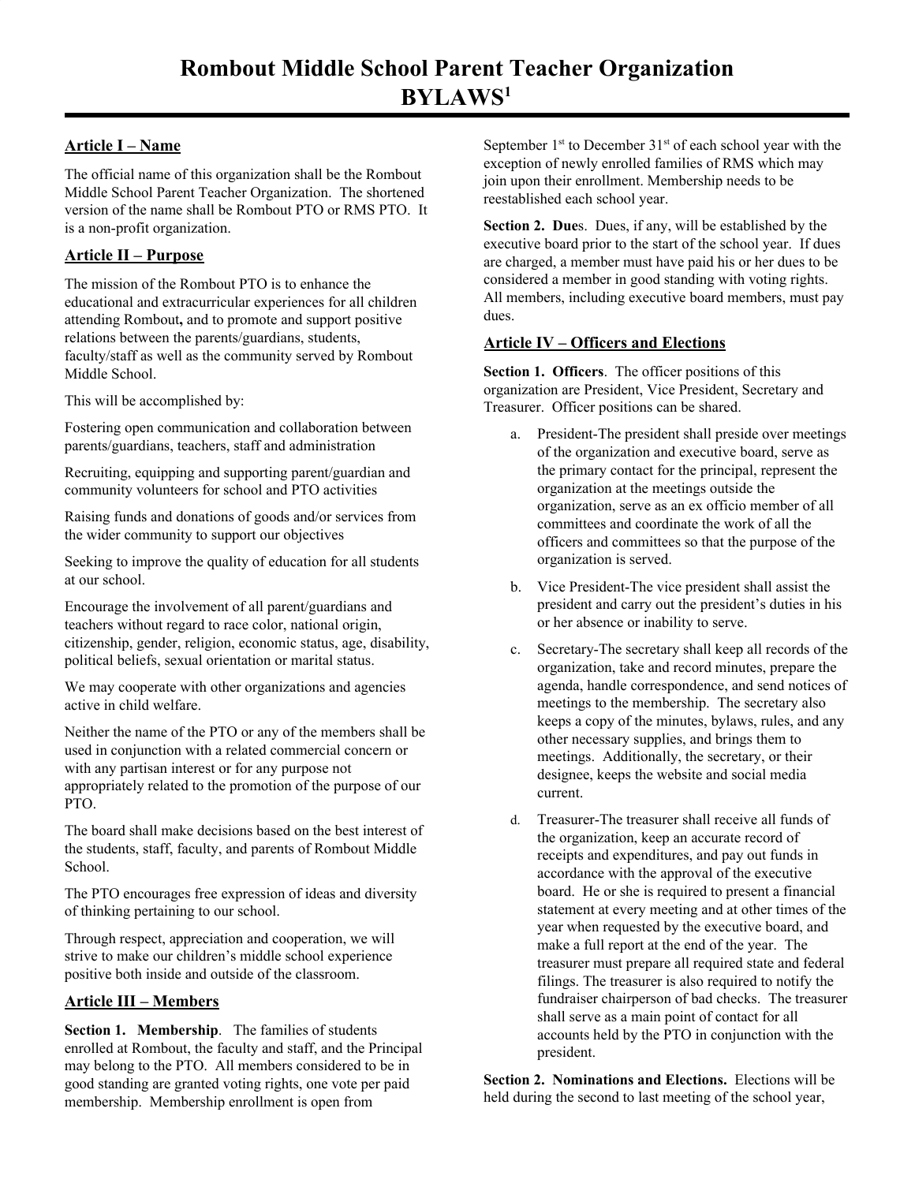# Rombout Middle School Parent Teacher Organization BYLAWS[1]

## Article I – Name

The official name of this organization shall be the Rombout Middle School Parent Teacher Organization. The shortened version of the name shall be Rombout PTO or RMS PTO. It is a non-profit organization.

## Article II – Purpose

The mission of the Rombout PTO is to enhance the educational and extracurricular experiences for all children attending Rombout**,** and to promote and support positive relations between the parents/guardians, students, faculty/staff as well as the community served by Rombout Middle School.

This will be accomplished by:

Fostering open communication and collaboration between parents/guardians, teachers, staff and administration

Recruiting, equipping and supporting parent/guardian and community volunteers for school and PTO activities

Raising funds and donations of goods and/or services from the wider community to support our objectives

Seeking to improve the quality of education for all students at our school.

Encourage the involvement of all parent/guardians and teachers without regard to race color, national origin, citizenship, gender, religion, economic status, age, disability, political beliefs, sexual orientation or marital status.

We may cooperate with other organizations and agencies active in child welfare.

Neither the name of the PTO or any of the members shall be used in conjunction with a related commercial concern or with any partisan interest or for any purpose not appropriately related to the promotion of the purpose of our PTO.

The board shall make decisions based on the best interest of the students, staff, faculty, and parents of Rombout Middle School.

The PTO encourages free expression of ideas and diversity of thinking pertaining to our school.

Through respect, appreciation and cooperation, we will strive to make our children's middle school experience positive both inside and outside of the classroom.

## Article III – Members

**Section 1. Membership**. The families of students enrolled at Rombout, the faculty and staff, and the Principal may belong to the PTO. All members considered to be in good standing are granted voting rights, one vote per paid membership. Membership enrollment is open from September 1st to December 31st of each school year with the exception of newly enrolled families of RMS which may join upon their enrollment. Membership needs to be reestablished each school year.

**Section 2. Due**s. Dues, if any, will be established by the executive board prior to the start of the school year. If dues are charged, a member must have paid his or her dues to be considered a member in good standing with voting rights. All members, including executive board members, must pay dues.

## Article IV – Officers and Elections

**Section 1. Officers**. The officer positions of this organization are President, Vice President, Secretary and Treasurer. Officer positions can be shared.

a. President-The president shall preside over meetings of the organization and executive board, serve as the primary contact for the principal, represent the organization at the meetings outside the organization, serve as an ex officio member of all committees and coordinate the work of all the officers and committees so that the purpose of the organization is served.

b. Vice President-The vice president shall assist the president and carry out the president's duties in his or her absence or inability to serve.

c. Secretary-The secretary shall keep all records of the organization, take and record minutes, prepare the agenda, handle correspondence, and send notices of meetings to the membership. The secretary also keeps a copy of the minutes, bylaws, rules, and any other necessary supplies, and brings them to meetings. Additionally, the secretary, or their designee, keeps the website and social media current.

d. Treasurer-The treasurer shall receive all funds of the organization, keep an accurate record of receipts and expenditures, and pay out funds in accordance with the approval of the executive board. He or she is required to present a financial statement at every meeting and at other times of the year when requested by the executive board, and make a full report at the end of the year. The treasurer must prepare all required state and federal filings. The treasurer is also required to notify the fundraiser chairperson of bad checks. The treasurer shall serve as a main point of contact for all accounts held by the PTO in conjunction with the president.

**Section 2. Nominations and Elections.** Elections will be held during the second to last meeting of the school year,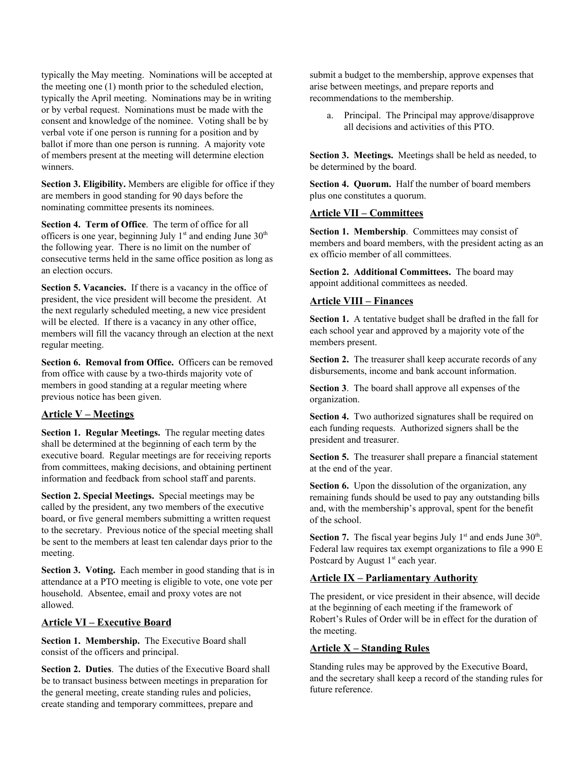typically the May meeting. Nominations will be accepted at the meeting one (1) month prior to the scheduled election, typically the April meeting. Nominations may be in writing or by verbal request. Nominations must be made with the consent and knowledge of the nominee. Voting shall be by verbal vote if one person is running for a position and by ballot if more than one person is running. A majority vote of members present at the meeting will determine election winners.

**Section 3. Eligibility.** Members are eligible for office if they are members in good standing for 90 days before the nominating committee presents its nominees.

**Section 4. Term of Office**. The term of office for all officers is one year, beginning July 1st and ending June 30th the following year. There is no limit on the number of consecutive terms held in the same office position as long as an election occurs.

**Section 5. Vacancies.** If there is a vacancy in the office of president, the vice president will become the president. At the next regularly scheduled meeting, a new vice president will be elected. If there is a vacancy in any other office, members will fill the vacancy through an election at the next regular meeting.

**Section 6. Removal from Office.** Officers can be removed from office with cause by a two-thirds majority vote of members in good standing at a regular meeting where previous notice has been given.

## Article V – Meetings

**Section 1. Regular Meetings.** The regular meeting dates shall be determined at the beginning of each term by the executive board. Regular meetings are for receiving reports from committees, making decisions, and obtaining pertinent information and feedback from school staff and parents.

**Section 2. Special Meetings.** Special meetings may be called by the president, any two members of the executive board, or five general members submitting a written request to the secretary. Previous notice of the special meeting shall be sent to the members at least ten calendar days prior to the meeting.

**Section 3. Voting.** Each member in good standing that is in attendance at a PTO meeting is eligible to vote, one vote per household. Absentee, email and proxy votes are not allowed.

## Article VI – Executive Board

**Section 1. Membership.** The Executive Board shall consist of the officers and principal.

**Section 2. Duties**. The duties of the Executive Board shall be to transact business between meetings in preparation for the general meeting, create standing rules and policies, create standing and temporary committees, prepare and submit a budget to the membership, approve expenses that arise between meetings, and prepare reports and recommendations to the membership.

a. Principal. The Principal may approve/disapprove all decisions and activities of this PTO.

**Section 3. Meetings.** Meetings shall be held as needed, to be determined by the board.

**Section 4. Quorum.** Half the number of board members plus one constitutes a quorum.

## Article VII – Committees

**Section 1. Membership**. Committees may consist of members and board members, with the president acting as an ex officio member of all committees.

**Section 2. Additional Committees.** The board may appoint additional committees as needed.

## Article VIII – Finances

**Section 1.** A tentative budget shall be drafted in the fall for each school year and approved by a majority vote of the members present.

**Section 2.** The treasurer shall keep accurate records of any disbursements, income and bank account information.

**Section 3**. The board shall approve all expenses of the organization.

**Section 4.** Two authorized signatures shall be required on each funding requests. Authorized signers shall be the president and treasurer.

**Section 5.** The treasurer shall prepare a financial statement at the end of the year.

**Section 6.** Upon the dissolution of the organization, any remaining funds should be used to pay any outstanding bills and, with the membership's approval, spent for the benefit of the school.

**Section 7.** The fiscal year begins July 1st and ends June 30th. Federal law requires tax exempt organizations to file a 990 E Postcard by August 1st each year.

## Article IX – Parliamentary Authority

The president, or vice president in their absence, will decide at the beginning of each meeting if the framework of Robert's Rules of Order will be in effect for the duration of the meeting.

## Article X – Standing Rules

Standing rules may be approved by the Executive Board, and the secretary shall keep a record of the standing rules for future reference.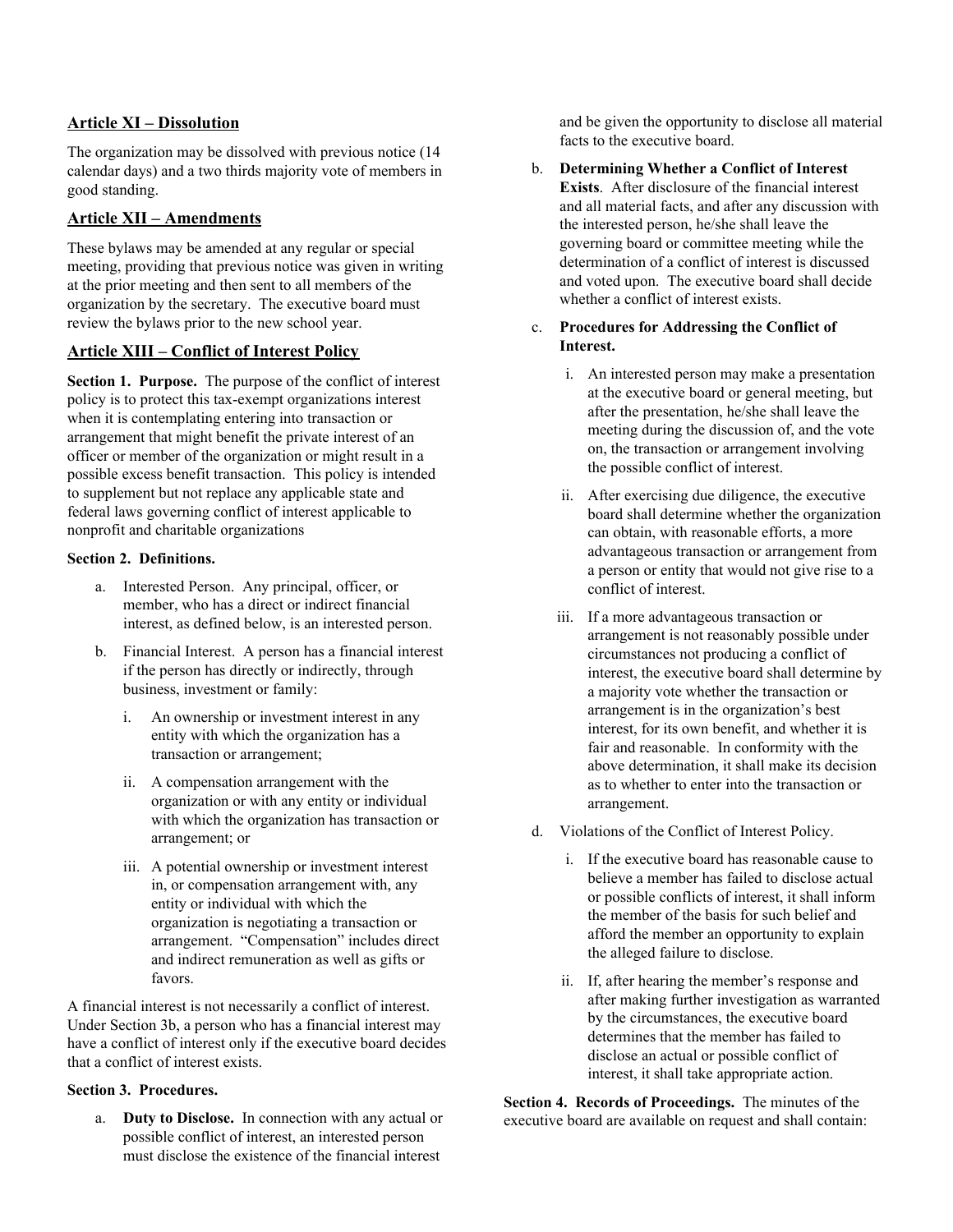## Article XI – Dissolution

The organization may be dissolved with previous notice (14 calendar days) and a two thirds majority vote of members in good standing.

## Article XII – Amendments

These bylaws may be amended at any regular or special meeting, providing that previous notice was given in writing at the prior meeting and then sent to all members of the organization by the secretary. The executive board must review the bylaws prior to the new school year.

## Article XIII – Conflict of Interest Policy

**Section 1. Purpose.** The purpose of the conflict of interest policy is to protect this tax-exempt organizations interest when it is contemplating entering into transaction or arrangement that might benefit the private interest of an officer or member of the organization or might result in a possible excess benefit transaction. This policy is intended to supplement but not replace any applicable state and federal laws governing conflict of interest applicable to nonprofit and charitable organizations

**Section 2. Definitions.**

a. Interested Person. Any principal, officer, or member, who has a direct or indirect financial interest, as defined below, is an interested person.

b. Financial Interest. A person has a financial interest if the person has directly or indirectly, through business, investment or family:

   i. An ownership or investment interest in any entity with which the organization has a transaction or arrangement;

   ii. A compensation arrangement with the organization or with any entity or individual with which the organization has transaction or arrangement; or

   iii. A potential ownership or investment interest in, or compensation arrangement with, any entity or individual with which the organization is negotiating a transaction or arrangement. "Compensation" includes direct and indirect remuneration as well as gifts or favors.

A financial interest is not necessarily a conflict of interest. Under Section 3b, a person who has a financial interest may have a conflict of interest only if the executive board decides that a conflict of interest exists.

**Section 3. Procedures.**

a. **Duty to Disclose.** In connection with any actual or possible conflict of interest, an interested person must disclose the existence of the financial interest and be given the opportunity to disclose all material facts to the executive board.

b. **Determining Whether a Conflict of Interest Exists**. After disclosure of the financial interest and all material facts, and after any discussion with the interested person, he/she shall leave the governing board or committee meeting while the determination of a conflict of interest is discussed and voted upon. The executive board shall decide whether a conflict of interest exists.

c. **Procedures for Addressing the Conflict of Interest.**

   i. An interested person may make a presentation at the executive board or general meeting, but after the presentation, he/she shall leave the meeting during the discussion of, and the vote on, the transaction or arrangement involving the possible conflict of interest.

   ii. After exercising due diligence, the executive board shall determine whether the organization can obtain, with reasonable efforts, a more advantageous transaction or arrangement from a person or entity that would not give rise to a conflict of interest.

   iii. If a more advantageous transaction or arrangement is not reasonably possible under circumstances not producing a conflict of interest, the executive board shall determine by a majority vote whether the transaction or arrangement is in the organization's best interest, for its own benefit, and whether it is fair and reasonable. In conformity with the above determination, it shall make its decision as to whether to enter into the transaction or arrangement.

d. Violations of the Conflict of Interest Policy.

   i. If the executive board has reasonable cause to believe a member has failed to disclose actual or possible conflicts of interest, it shall inform the member of the basis for such belief and afford the member an opportunity to explain the alleged failure to disclose.

   ii. If, after hearing the member's response and after making further investigation as warranted by the circumstances, the executive board determines that the member has failed to disclose an actual or possible conflict of interest, it shall take appropriate action.

**Section 4. Records of Proceedings.** The minutes of the executive board are available on request and shall contain: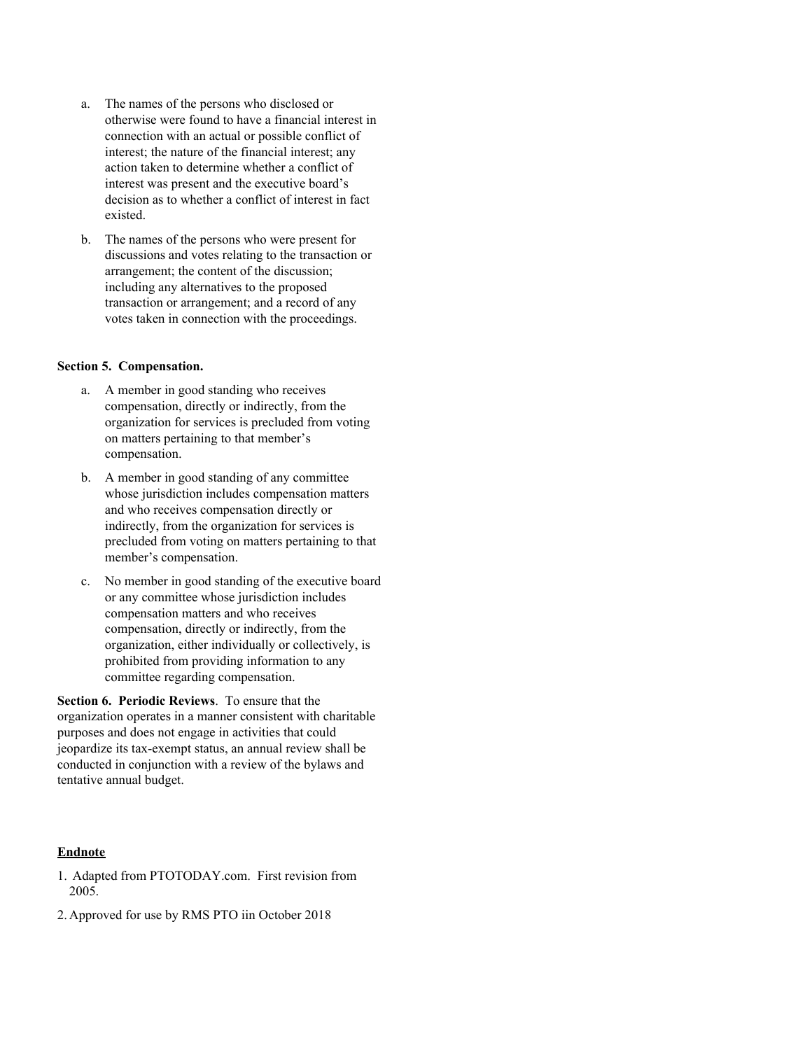a. The names of the persons who disclosed or otherwise were found to have a financial interest in connection with an actual or possible conflict of interest; the nature of the financial interest; any action taken to determine whether a conflict of interest was present and the executive board's decision as to whether a conflict of interest in fact existed.

b. The names of the persons who were present for discussions and votes relating to the transaction or arrangement; the content of the discussion; including any alternatives to the proposed transaction or arrangement; and a record of any votes taken in connection with the proceedings.

**Section 5. Compensation.**

a. A member in good standing who receives compensation, directly or indirectly, from the organization for services is precluded from voting on matters pertaining to that member's compensation.

b. A member in good standing of any committee whose jurisdiction includes compensation matters and who receives compensation directly or indirectly, from the organization for services is precluded from voting on matters pertaining to that member's compensation.

c. No member in good standing of the executive board or any committee whose jurisdiction includes compensation matters and who receives compensation, directly or indirectly, from the organization, either individually or collectively, is prohibited from providing information to any committee regarding compensation.

**Section 6. Periodic Reviews**. To ensure that the organization operates in a manner consistent with charitable purposes and does not engage in activities that could jeopardize its tax-exempt status, an annual review shall be conducted in conjunction with a review of the bylaws and tentative annual budget.

**Endnote**

1. Adapted from PTOTODAY.com. First revision from 2005.
2. Approved for use by RMS PTO iin October 2018